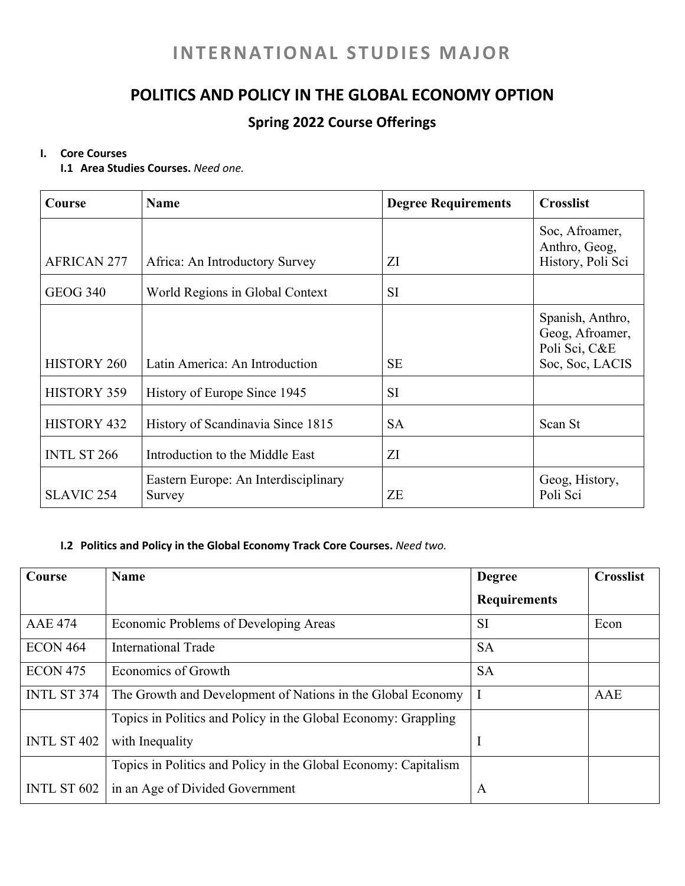# INTERNATIONAL STUDIES MAJOR

## POLITICS AND POLICY IN THE GLOBAL ECONOMY OPTION

### Spring 2022 Course Offerings

**I. Core Courses**

**I.1 Area Studies Courses.** *Need one.*

| Course | Name | Degree Requirements | Crosslist |
|---|---|---|---|
| AFRICAN 277 | Africa: An Introductory Survey | ZI | Soc, Afroamer, Anthro, Geog, History, Poli Sci |
| GEOG 340 | World Regions in Global Context | SI | |
| HISTORY 260 | Latin America: An Introduction | SE | Spanish, Anthro, Geog, Afroamer, Poli Sci, C&E Soc, Soc, LACIS |
| HISTORY 359 | History of Europe Since 1945 | SI | |
| HISTORY 432 | History of Scandinavia Since 1815 | SA | Scan St |
| INTL ST 266 | Introduction to the Middle East | ZI | |
| SLAVIC 254 | Eastern Europe: An Interdisciplinary Survey | ZE | Geog, History, Poli Sci |

**I.2 Politics and Policy in the Global Economy Track Core Courses.** *Need two.*

| Course | Name | Degree Requirements | Crosslist |
|---|---|---|---|
| AAE 474 | Economic Problems of Developing Areas | SI | Econ |
| ECON 464 | International Trade | SA | |
| ECON 475 | Economics of Growth | SA | |
| INTL ST 374 | The Growth and Development of Nations in the Global Economy | I | AAE |
| INTL ST 402 | Topics in Politics and Policy in the Global Economy: Grappling with Inequality | I | |
| INTL ST 602 | Topics in Politics and Policy in the Global Economy: Capitalism in an Age of Divided Government | A | |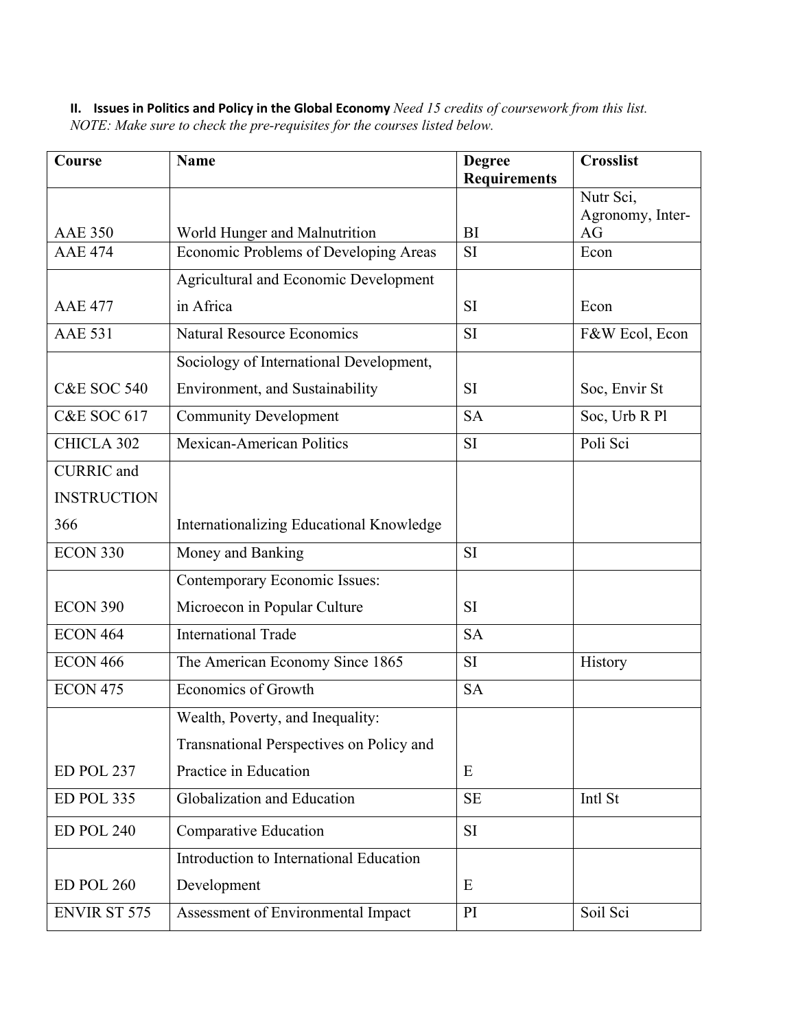**II. Issues in Politics and Policy in the Global Economy** *Need 15 credits of coursework from this list. NOTE: Make sure to check the pre-requisites for the courses listed below.*

| Course | Name | Degree Requirements | Crosslist |
|---|---|---|---|
| AAE 350 | World Hunger and Malnutrition | BI | Nutr Sci, Agronomy, Inter-AG |
| AAE 474 | Economic Problems of Developing Areas | SI | Econ |
| AAE 477 | Agricultural and Economic Development in Africa | SI | Econ |
| AAE 531 | Natural Resource Economics | SI | F&W Ecol, Econ |
| C&E SOC 540 | Sociology of International Development, Environment, and Sustainability | SI | Soc, Envir St |
| C&E SOC 617 | Community Development | SA | Soc, Urb R Pl |
| CHICLA 302 | Mexican-American Politics | SI | Poli Sci |
| CURRIC and INSTRUCTION 366 | Internationalizing Educational Knowledge | | |
| ECON 330 | Money and Banking | SI | |
| ECON 390 | Contemporary Economic Issues: Microecon in Popular Culture | SI | |
| ECON 464 | International Trade | SA | |
| ECON 466 | The American Economy Since 1865 | SI | History |
| ECON 475 | Economics of Growth | SA | |
| ED POL 237 | Wealth, Poverty, and Inequality: Transnational Perspectives on Policy and Practice in Education | E | |
| ED POL 335 | Globalization and Education | SE | Intl St |
| ED POL 240 | Comparative Education | SI | |
| ED POL 260 | Introduction to International Education Development | E | |
| ENVIR ST 575 | Assessment of Environmental Impact | PI | Soil Sci |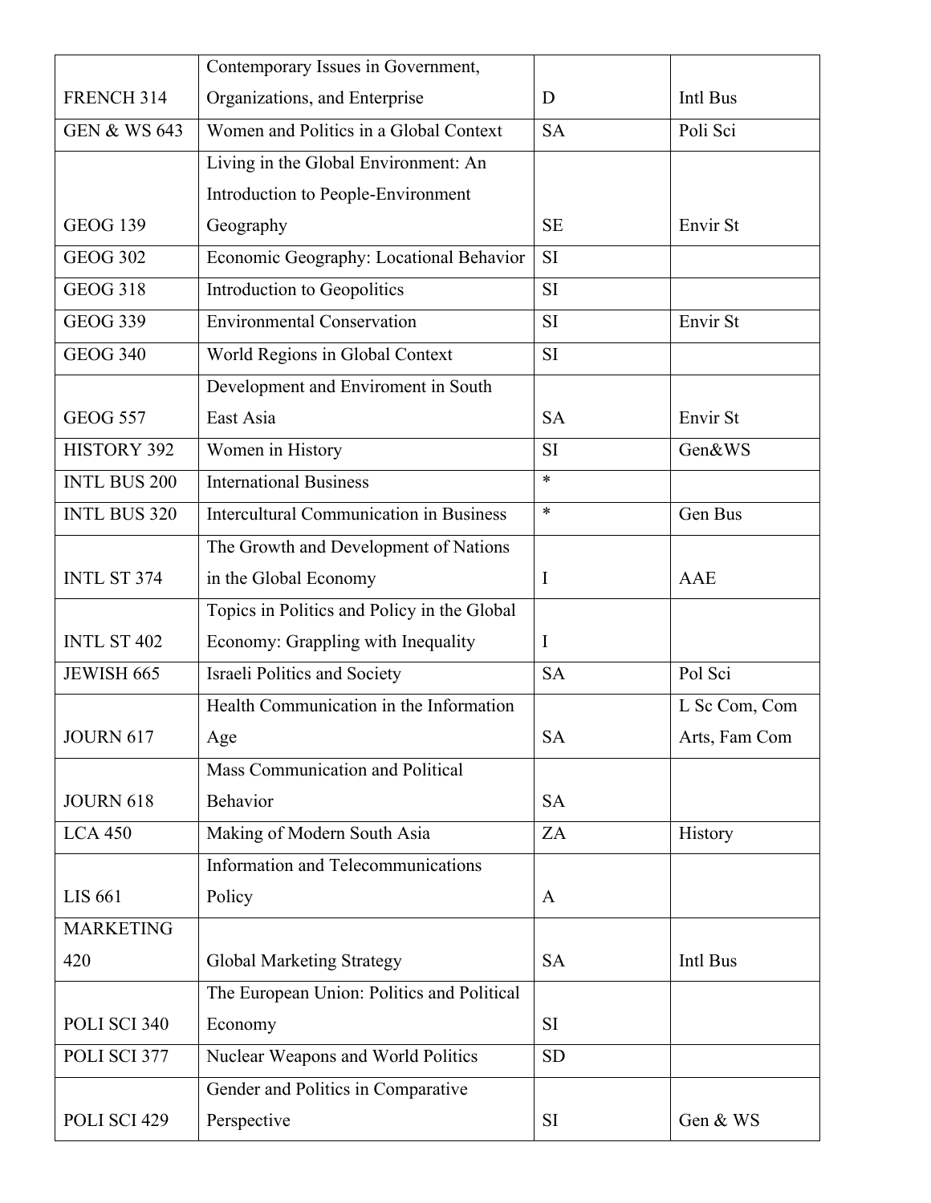| FRENCH 314 | Contemporary Issues in Government, Organizations, and Enterprise | D | Intl Bus |
|---|---|---|---|
| GEN & WS 643 | Women and Politics in a Global Context | SA | Poli Sci |
| GEOG 139 | Living in the Global Environment: An Introduction to People-Environment Geography | SE | Envir St |
| GEOG 302 | Economic Geography: Locational Behavior | SI | |
| GEOG 318 | Introduction to Geopolitics | SI | |
| GEOG 339 | Environmental Conservation | SI | Envir St |
| GEOG 340 | World Regions in Global Context | SI | |
| GEOG 557 | Development and Enviroment in South East Asia | SA | Envir St |
| HISTORY 392 | Women in History | SI | Gen&WS |
| INTL BUS 200 | International Business | * | |
| INTL BUS 320 | Intercultural Communication in Business | * | Gen Bus |
| INTL ST 374 | The Growth and Development of Nations in the Global Economy | I | AAE |
| INTL ST 402 | Topics in Politics and Policy in the Global Economy: Grappling with Inequality | I | |
| JEWISH 665 | Israeli Politics and Society | SA | Pol Sci |
| JOURN 617 | Health Communication in the Information Age | SA | L Sc Com, Com Arts, Fam Com |
| JOURN 618 | Mass Communication and Political Behavior | SA | |
| LCA 450 | Making of Modern South Asia | ZA | History |
| LIS 661 | Information and Telecommunications Policy | A | |
| MARKETING 420 | Global Marketing Strategy | SA | Intl Bus |
| POLI SCI 340 | The European Union: Politics and Political Economy | SI | |
| POLI SCI 377 | Nuclear Weapons and World Politics | SD | |
| POLI SCI 429 | Gender and Politics in Comparative Perspective | SI | Gen & WS |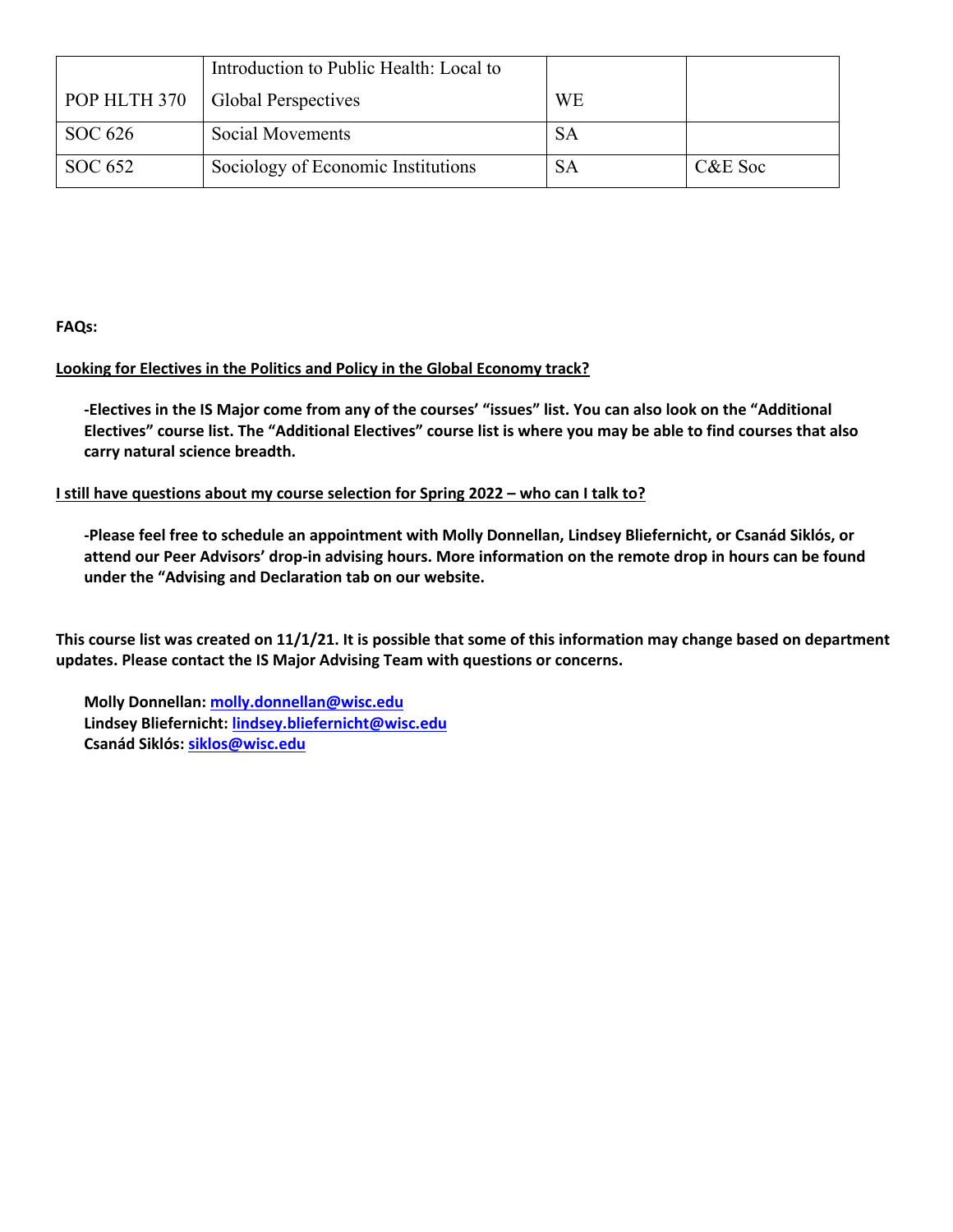| | | | |
|---|---|---|---|
| POP HLTH 370 | Introduction to Public Health: Local to Global Perspectives | WE | |
| SOC 626 | Social Movements | SA | |
| SOC 652 | Sociology of Economic Institutions | SA | C&E Soc |

**FAQs:**

**Looking for Electives in the Politics and Policy in the Global Economy track?**

**-Electives in the IS Major come from any of the courses' "issues" list. You can also look on the "Additional Electives" course list. The "Additional Electives" course list is where you may be able to find courses that also carry natural science breadth.**

**I still have questions about my course selection for Spring 2022 – who can I talk to?**

**-Please feel free to schedule an appointment with Molly Donnellan, Lindsey Bliefernicht, or Csanád Siklós, or attend our Peer Advisors' drop-in advising hours. More information on the remote drop in hours can be found under the "Advising and Declaration tab on our website.**

**This course list was created on 11/1/21. It is possible that some of this information may change based on department updates. Please contact the IS Major Advising Team with questions or concerns.**

**Molly Donnellan: molly.donnellan@wisc.edu**
**Lindsey Bliefernicht: lindsey.bliefernicht@wisc.edu**
**Csanád Siklós: siklos@wisc.edu**